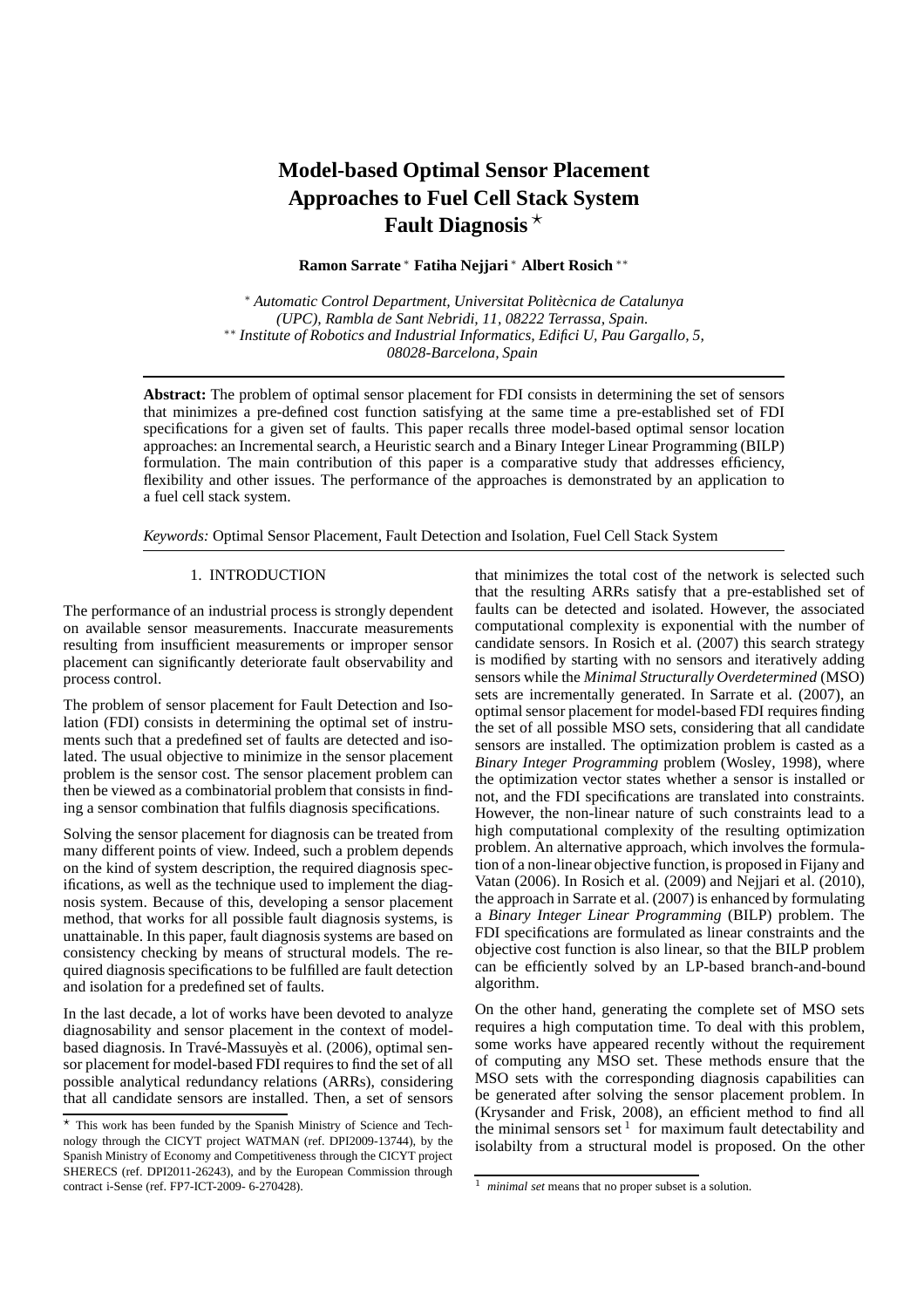# Model-based Optimal Sensor Placement Approaches to Fuel Cell Stack System Fault Diagnosis ⋆

**Ramon Sarrate** [∗] **Fatiha Nejjari** [∗] **Albert Rosich** [∗∗]

[∗] *Automatic Control Department, Universitat Politècnica de Catalunya (UPC), Rambla de Sant Nebridi, 11, 08222 Terrassa, Spain.*
[∗∗] *Institute of Robotics and Industrial Informatics, Edifici U, Pau Gargallo, 5, 08028-Barcelona, Spain*

**Abstract:** The problem of optimal sensor placement for FDI consists in determining the set of sensors that minimizes a pre-defined cost function satisfying at the same time a pre-established set of FDI specifications for a given set of faults. This paper recalls three model-based optimal sensor location approaches: an Incremental search, a Heuristic search and a Binary Integer Linear Programming (BILP) formulation. The main contribution of this paper is a comparative study that addresses efficiency, flexibility and other issues. The performance of the approaches is demonstrated by an application to a fuel cell stack system.

*Keywords:* Optimal Sensor Placement, Fault Detection and Isolation, Fuel Cell Stack System

## 1. INTRODUCTION

The performance of an industrial process is strongly dependent on available sensor measurements. Inaccurate measurements resulting from insufficient measurements or improper sensor placement can significantly deteriorate fault observability and process control.

The problem of sensor placement for Fault Detection and Isolation (FDI) consists in determining the optimal set of instruments such that a predefined set of faults are detected and isolated. The usual objective to minimize in the sensor placement problem is the sensor cost. The sensor placement problem can then be viewed as a combinatorial problem that consists in finding a sensor combination that fulfils diagnosis specifications.

Solving the sensor placement for diagnosis can be treated from many different points of view. Indeed, such a problem depends on the kind of system description, the required diagnosis specifications, as well as the technique used to implement the diagnosis system. Because of this, developing a sensor placement method, that works for all possible fault diagnosis systems, is unattainable. In this paper, fault diagnosis systems are based on consistency checking by means of structural models. The required diagnosis specifications to be fulfilled are fault detection and isolation for a predefined set of faults.

In the last decade, a lot of works have been devoted to analyze diagnosability and sensor placement in the context of model-based diagnosis. In Travé-Massuyès et al. (2006), optimal sensor placement for model-based FDI requires to find the set of all possible analytical redundancy relations (ARRs), considering that all candidate sensors are installed. Then, a set of sensors that minimizes the total cost of the network is selected such that the resulting ARRs satisfy that a pre-established set of faults can be detected and isolated. However, the associated computational complexity is exponential with the number of candidate sensors. In Rosich et al. (2007) this search strategy is modified by starting with no sensors and iteratively adding sensors while the *Minimal Structurally Overdetermined* (MSO) sets are incrementally generated. In Sarrate et al. (2007), an optimal sensor placement for model-based FDI requires finding the set of all possible MSO sets, considering that all candidate sensors are installed. The optimization problem is casted as a *Binary Integer Programming* problem (Wosley, 1998), where the optimization vector states whether a sensor is installed or not, and the FDI specifications are translated into constraints. However, the non-linear nature of such constraints lead to a high computational complexity of the resulting optimization problem. An alternative approach, which involves the formulation of a non-linear objective function, is proposed in Fijany and Vatan (2006). In Rosich et al. (2009) and Nejjari et al. (2010), the approach in Sarrate et al. (2007) is enhanced by formulating a *Binary Integer Linear Programming* (BILP) problem. The FDI specifications are formulated as linear constraints and the objective cost function is also linear, so that the BILP problem can be efficiently solved by an LP-based branch-and-bound algorithm.

On the other hand, generating the complete set of MSO sets requires a high computation time. To deal with this problem, some works have appeared recently without the requirement of computing any MSO set. These methods ensure that the MSO sets with the corresponding diagnosis capabilities can be generated after solving the sensor placement problem. In (Krysander and Frisk, 2008), an efficient method to find all the minimal sensors set [1] for maximum fault detectability and isolabilty from a structural model is proposed. On the other

⋆ This work has been funded by the Spanish Ministry of Science and Technology through the CICYT project WATMAN (ref. DPI2009-13744), by the Spanish Ministry of Economy and Competitiveness through the CICYT project SHERECS (ref. DPI2011-26243), and by the European Commission through contract i-Sense (ref. FP7-ICT-2009- 6-270428).

[1] *minimal set* means that no proper subset is a solution.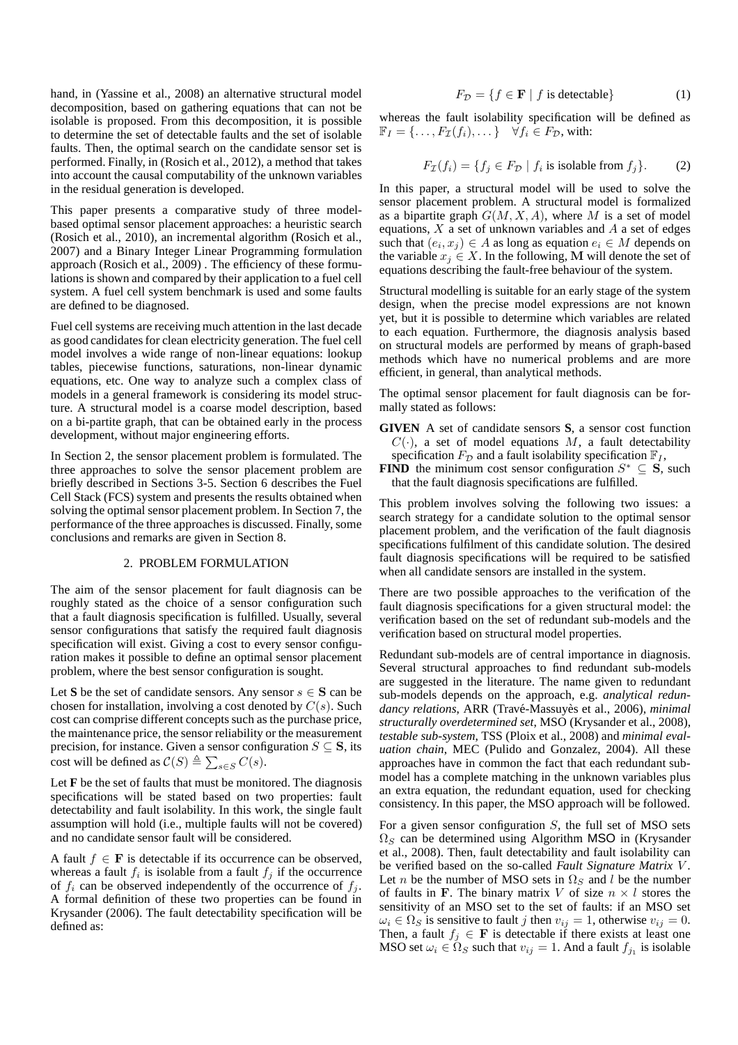hand, in (Yassine et al., 2008) an alternative structural model decomposition, based on gathering equations that can not be isolable is proposed. From this decomposition, it is possible to determine the set of detectable faults and the set of isolable faults. Then, the optimal search on the candidate sensor set is performed. Finally, in (Rosich et al., 2012), a method that takes into account the causal computability of the unknown variables in the residual generation is developed.

This paper presents a comparative study of three model-based optimal sensor placement approaches: a heuristic search (Rosich et al., 2010), an incremental algorithm (Rosich et al., 2007) and a Binary Integer Linear Programming formulation approach (Rosich et al., 2009) . The efficiency of these formulations is shown and compared by their application to a fuel cell system. A fuel cell system benchmark is used and some faults are defined to be diagnosed.

Fuel cell systems are receiving much attention in the last decade as good candidates for clean electricity generation. The fuel cell model involves a wide range of non-linear equations: lookup tables, piecewise functions, saturations, non-linear dynamic equations, etc. One way to analyze such a complex class of models in a general framework is considering its model structure. A structural model is a coarse model description, based on a bi-partite graph, that can be obtained early in the process development, without major engineering efforts.

In Section 2, the sensor placement problem is formulated. The three approaches to solve the sensor placement problem are briefly described in Sections 3-5. Section 6 describes the Fuel Cell Stack (FCS) system and presents the results obtained when solving the optimal sensor placement problem. In Section 7, the performance of the three approaches is discussed. Finally, some conclusions and remarks are given in Section 8.

## 2. PROBLEM FORMULATION

The aim of the sensor placement for fault diagnosis can be roughly stated as the choice of a sensor configuration such that a fault diagnosis specification is fulfilled. Usually, several sensor configurations that satisfy the required fault diagnosis specification will exist. Giving a cost to every sensor configuration makes it possible to define an optimal sensor placement problem, where the best sensor configuration is sought.

Let $\mathbf{S}$ be the set of candidate sensors. Any sensor $s \in \mathbf{S}$ can be chosen for installation, involving a cost denoted by $C(s)$. Such cost can comprise different concepts such as the purchase price, the maintenance price, the sensor reliability or the measurement precision, for instance. Given a sensor configuration $S \subseteq \mathbf{S}$, its cost will be defined as $\mathcal{C}(S) \triangleq \sum_{s \in S} C(s)$.

Let $\mathbf{F}$ be the set of faults that must be monitored. The diagnosis specifications will be stated based on two properties: fault detectability and fault isolability. In this work, the single fault assumption will hold (i.e., multiple faults will not be covered) and no candidate sensor fault will be considered.

A fault $f \in \mathbf{F}$ is detectable if its occurrence can be observed, whereas a fault $f_i$ is isolable from a fault $f_j$ if the occurrence of $f_i$ can be observed independently of the occurrence of $f_j$. A formal definition of these two properties can be found in Krysander (2006). The fault detectability specification will be defined as:

$$F_{\mathcal{D}} = \{f \in \mathbf{F} \mid f \text{ is detectable}\} \tag{1}$$

whereas the fault isolability specification will be defined as $\mathbb{F}_I = \{\dots, F_{\mathcal{I}}(f_i), \dots\} \quad \forall f_i \in F_{\mathcal{D}}$, with:

$$F_{\mathcal{I}}(f_i) = \{f_j \in F_{\mathcal{D}} \mid f_i \text{ is isolable from } f_j\}. \tag{2}$$

In this paper, a structural model will be used to solve the sensor placement problem. A structural model is formalized as a bipartite graph $G(M, X, A)$, where $M$ is a set of model equations, $X$ a set of unknown variables and $A$ a set of edges such that $(e_i, x_j) \in A$ as long as equation $e_i \in M$ depends on the variable $x_j \in X$. In the following, $\mathbf{M}$ will denote the set of equations describing the fault-free behaviour of the system.

Structural modelling is suitable for an early stage of the system design, when the precise model expressions are not known yet, but it is possible to determine which variables are related to each equation. Furthermore, the diagnosis analysis based on structural models are performed by means of graph-based methods which have no numerical problems and are more efficient, in general, than analytical methods.

The optimal sensor placement for fault diagnosis can be formally stated as follows:

**GIVEN** A set of candidate sensors $\mathbf{S}$, a sensor cost function $C(\cdot)$, a set of model equations $M$, a fault detectability specification $F_{\mathcal{D}}$ and a fault isolability specification $\mathbb{F}_I$,

**FIND** the minimum cost sensor configuration $S^* \subseteq \mathbf{S}$, such that the fault diagnosis specifications are fulfilled.

This problem involves solving the following two issues: a search strategy for a candidate solution to the optimal sensor placement problem, and the verification of the fault diagnosis specifications fulfilment of this candidate solution. The desired fault diagnosis specifications will be required to be satisfied when all candidate sensors are installed in the system.

There are two possible approaches to the verification of the fault diagnosis specifications for a given structural model: the verification based on the set of redundant sub-models and the verification based on structural model properties.

Redundant sub-models are of central importance in diagnosis. Several structural approaches to find redundant sub-models are suggested in the literature. The name given to redundant sub-models depends on the approach, e.g. *analytical redundancy relations*, ARR (Travé-Massuyès et al., 2006), *minimal structurally overdetermined set*, MSO (Krysander et al., 2008), *testable sub-system*, TSS (Ploix et al., 2008) and *minimal evaluation chain*, MEC (Pulido and Gonzalez, 2004). All these approaches have in common the fact that each redundant sub-model has a complete matching in the unknown variables plus an extra equation, the redundant equation, used for checking consistency. In this paper, the MSO approach will be followed.

For a given sensor configuration $S$, the full set of MSO sets $\Omega_S$ can be determined using Algorithm MSO in (Krysander et al., 2008). Then, fault detectability and fault isolability can be verified based on the so-called *Fault Signature Matrix* $V$. Let $n$ be the number of MSO sets in $\Omega_S$ and $l$ be the number of faults in $\mathbf{F}$. The binary matrix $V$ of size $n \times l$ stores the sensitivity of an MSO set to the set of faults: if an MSO set $\omega_i \in \Omega_S$ is sensitive to fault $j$ then $v_{ij} = 1$, otherwise $v_{ij} = 0$. Then, a fault $f_j \in \mathbf{F}$ is detectable if there exists at least one MSO set $\omega_i \in \Omega_S$ such that $v_{ij} = 1$. And a fault $f_{j_1}$ is isolable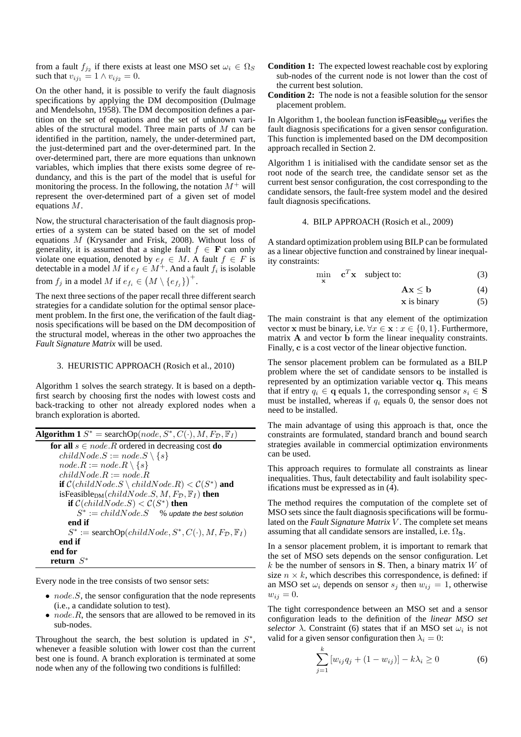from a fault $f_{j_2}$ if there exists at least one MSO set $\omega_i \in \Omega_S$ such that $v_{ij_1} = 1 \wedge v_{ij_2} = 0$.

On the other hand, it is possible to verify the fault diagnosis specifications by applying the DM decomposition (Dulmage and Mendelsohn, 1958). The DM decomposition defines a partition on the set of equations and the set of unknown variables of the structural model. Three main parts of $M$ can be identified in the partition, namely, the under-determined part, the just-determined part and the over-determined part. In the over-determined part, there are more equations than unknown variables, which implies that there exists some degree of redundancy, and this is the part of the model that is useful for monitoring the process. In the following, the notation $M^+$ will represent the over-determined part of a given set of model equations $M$.

Now, the structural characterisation of the fault diagnosis properties of a system can be stated based on the set of model equations $M$ (Krysander and Frisk, 2008). Without loss of generality, it is assumed that a single fault $f \in \mathbf{F}$ can only violate one equation, denoted by $e_f \in M$. A fault $f \in F$ is detectable in a model $M$ if $e_f \in M^+$. And a fault $f_i$ is isolable from $f_j$ in a model $M$ if $e_{f_i} \in \left(M \setminus \{e_{f_j}\}\right)^+$.

The next three sections of the paper recall three different search strategies for a candidate solution for the optimal sensor placement problem. In the first one, the verification of the fault diagnosis specifications will be based on the DM decomposition of the structural model, whereas in the other two approaches the *Fault Signature Matrix* will be used.

## 3. HEURISTIC APPROACH (Rosich et al., 2010)

Algorithm 1 solves the search strategy. It is based on a depth-first search by choosing first the nodes with lowest costs and back-tracking to other not already explored nodes when a branch exploration is aborted.

```
Algorithm 1 S* = searchOp(node, S*, C(·), M, F_D, 𝔽_I)
  for all s ∈ node.R ordered in decreasing cost do
    childNode.S := node.S \ {s}
    node.R := node.R \ {s}
    childNode.R := node.R
    if C(childNode.S \ childNode.R) < C(S*) and
    isFeasible_DM(childNode.S, M, F_D, 𝔽_I) then
      if C(childNode.S) < C(S*) then
        S* := childNode.S    % update the best solution
      end if
      S* := searchOp(childNode, S*, C(·), M, F_D, 𝔽_I)
    end if
  end for
  return S*
```

Every node in the tree consists of two sensor sets:

- $node.S$, the sensor configuration that the node represents (i.e., a candidate solution to test).
- $node.R$, the sensors that are allowed to be removed in its sub-nodes.

Throughout the search, the best solution is updated in $S^*$, whenever a feasible solution with lower cost than the current best one is found. A branch exploration is terminated at some node when any of the following two conditions is fulfilled:

**Condition 1:** The expected lowest reachable cost by exploring sub-nodes of the current node is not lower than the cost of the current best solution.

**Condition 2:** The node is not a feasible solution for the sensor placement problem.

In Algorithm 1, the boolean function $\text{isFeasible}_{\text{DM}}$ verifies the fault diagnosis specifications for a given sensor configuration. This function is implemented based on the DM decomposition approach recalled in Section 2.

Algorithm 1 is initialised with the candidate sensor set as the root node of the search tree, the candidate sensor set as the current best sensor configuration, the cost corresponding to the candidate sensors, the fault-free system model and the desired fault diagnosis specifications.

## 4. BILP APPROACH (Rosich et al., 2009)

A standard optimization problem using BILP can be formulated as a linear objective function and constrained by linear inequality constraints:

$$\min_{\mathbf{x}} \quad \mathbf{c}^T\mathbf{x} \quad \text{subject to:} \tag{3}$$

$$\mathbf{A}\mathbf{x} \leq \mathbf{b} \tag{4}$$

$$\mathbf{x} \text{ is binary} \tag{5}$$

The main constraint is that any element of the optimization vector $\mathbf{x}$ must be binary, i.e. $\forall x \in \mathbf{x} : x \in \{0, 1\}$. Furthermore, matrix $\mathbf{A}$ and vector $\mathbf{b}$ form the linear inequality constraints. Finally, $\mathbf{c}$ is a cost vector of the linear objective function.

The sensor placement problem can be formulated as a BILP problem where the set of candidate sensors to be installed is represented by an optimization variable vector $\mathbf{q}$. This means that if entry $q_i \in \mathbf{q}$ equals 1, the corresponding sensor $s_i \in \mathbf{S}$ must be installed, whereas if $q_i$ equals 0, the sensor does not need to be installed.

The main advantage of using this approach is that, once the constraints are formulated, standard branch and bound search strategies available in commercial optimization environments can be used.

This approach requires to formulate all constraints as linear inequalities. Thus, fault detectability and fault isolability specifications must be expressed as in (4).

The method requires the computation of the complete set of MSO sets since the fault diagnosis specifications will be formulated on the *Fault Signature Matrix* $V$. The complete set means assuming that all candidate sensors are installed, i.e. $\Omega_{\mathbf{S}}$.

In a sensor placement problem, it is important to remark that the set of MSO sets depends on the sensor configuration. Let $k$ be the number of sensors in $\mathbf{S}$. Then, a binary matrix $W$ of size $n \times k$, which describes this correspondence, is defined: if an MSO set $\omega_i$ depends on sensor $s_j$ then $w_{ij} = 1$, otherwise $w_{ij} = 0$.

The tight correspondence between an MSO set and a sensor configuration leads to the definition of the *linear MSO set selector* $\lambda$. Constraint (6) states that if an MSO set $\omega_i$ is not valid for a given sensor configuration then $\lambda_i = 0$:

$$\sum_{j=1}^{k} \left[w_{ij}q_j + (1 - w_{ij})\right] - k\lambda_i \geq 0 \tag{6}$$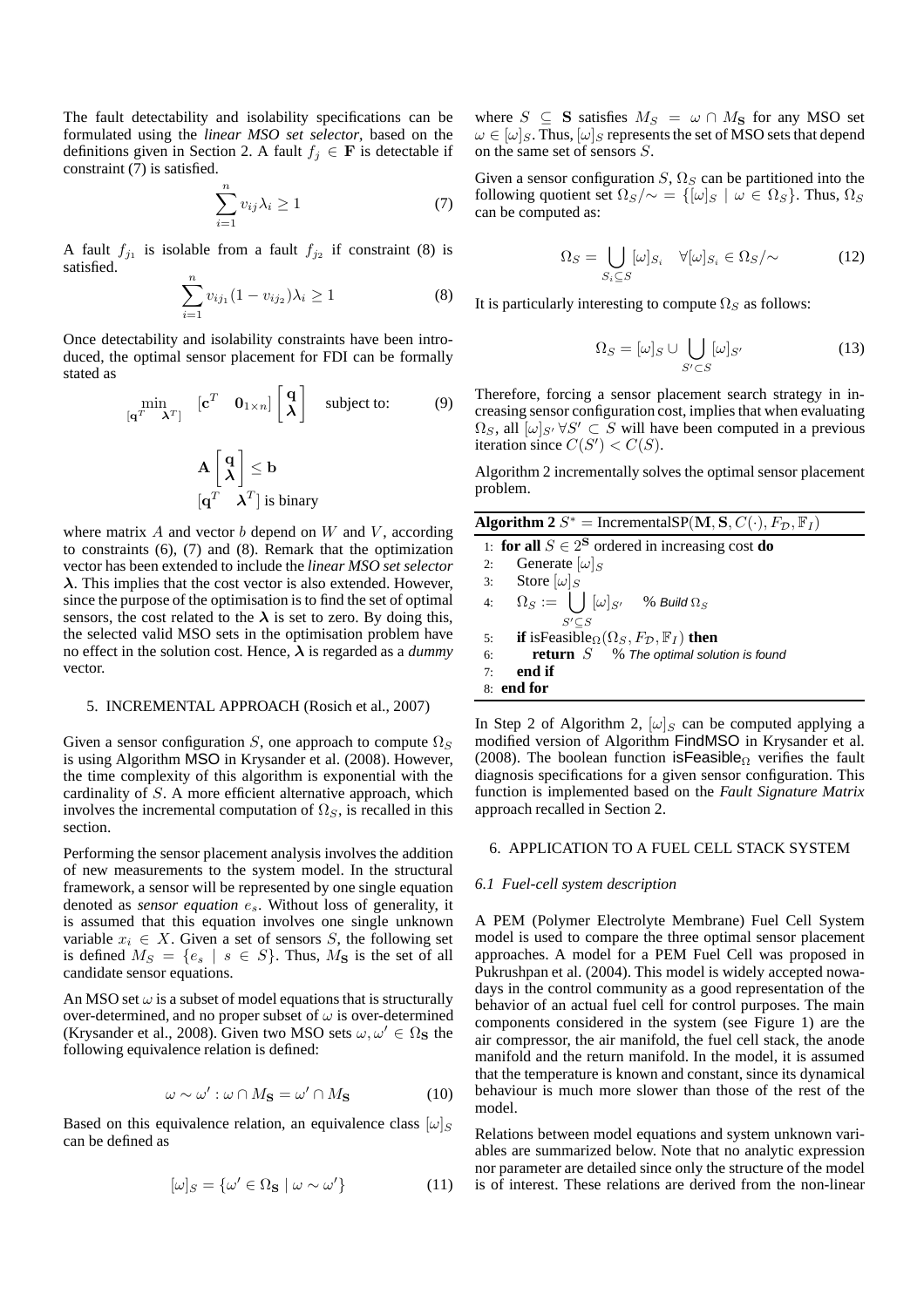The fault detectability and isolability specifications can be formulated using the *linear MSO set selector*, based on the definitions given in Section 2. A fault $f_j \in \mathbf{F}$ is detectable if constraint (7) is satisfied.

$$\sum_{i=1}^{n} v_{ij}\lambda_i \geq 1 \tag{7}$$

A fault $f_{j_1}$ is isolable from a fault $f_{j_2}$ if constraint (8) is satisfied.

$$\sum_{i=1}^{n} v_{ij_1}(1 - v_{ij_2})\lambda_i \geq 1 \tag{8}$$

Once detectability and isolability constraints have been introduced, the optimal sensor placement for FDI can be formally stated as

$$\min_{[\mathbf{q}^T \quad \boldsymbol{\lambda}^T]} \quad [\mathbf{c}^T \quad \mathbf{0}_{1\times n}] \begin{bmatrix} \mathbf{q} \\ \boldsymbol{\lambda} \end{bmatrix} \quad \text{subject to:} \tag{9}$$

$$\mathbf{A} \begin{bmatrix} \mathbf{q} \\ \boldsymbol{\lambda} \end{bmatrix} \leq \mathbf{b}$$
$$[\mathbf{q}^T \quad \boldsymbol{\lambda}^T] \text{ is binary}$$

where matrix $A$ and vector $b$ depend on $W$ and $V$, according to constraints (6), (7) and (8). Remark that the optimization vector has been extended to include the *linear MSO set selector* $\boldsymbol{\lambda}$. This implies that the cost vector is also extended. However, since the purpose of the optimisation is to find the set of optimal sensors, the cost related to the $\boldsymbol{\lambda}$ is set to zero. By doing this, the selected valid MSO sets in the optimisation problem have no effect in the solution cost. Hence, $\boldsymbol{\lambda}$ is regarded as a *dummy* vector.

## 5. INCREMENTAL APPROACH (Rosich et al., 2007)

Given a sensor configuration $S$, one approach to compute $\Omega_S$ is using Algorithm MSO in Krysander et al. (2008). However, the time complexity of this algorithm is exponential with the cardinality of $S$. A more efficient alternative approach, which involves the incremental computation of $\Omega_S$, is recalled in this section.

Performing the sensor placement analysis involves the addition of new measurements to the system model. In the structural framework, a sensor will be represented by one single equation denoted as *sensor equation* $e_s$. Without loss of generality, it is assumed that this equation involves one single unknown variable $x_i \in X$. Given a set of sensors $S$, the following set is defined $M_S = \{e_s \mid s \in S\}$. Thus, $M_{\mathbf{S}}$ is the set of all candidate sensor equations.

An MSO set $\omega$ is a subset of model equations that is structurally over-determined, and no proper subset of $\omega$ is over-determined (Krysander et al., 2008). Given two MSO sets $\omega, \omega' \in \Omega_{\mathbf{S}}$ the following equivalence relation is defined:

$$\omega \sim \omega' : \omega \cap M_{\mathbf{S}} = \omega' \cap M_{\mathbf{S}} \tag{10}$$

Based on this equivalence relation, an equivalence class $[\omega]_S$ can be defined as

$$[\omega]_S = \{\omega' \in \Omega_{\mathbf{S}} \mid \omega \sim \omega'\} \tag{11}$$

where $S \subseteq \mathbf{S}$ satisfies $M_S = \omega \cap M_{\mathbf{S}}$ for any MSO set $\omega \in [\omega]_S$. Thus, $[\omega]_S$ represents the set of MSO sets that depend on the same set of sensors $S$.

Given a sensor configuration $S$, $\Omega_S$ can be partitioned into the following quotient set $\Omega_S/\!\sim\, = \{[\omega]_S \mid \omega \in \Omega_S\}$. Thus, $\Omega_S$ can be computed as:

$$\Omega_S = \bigcup_{S_i \subseteq S} [\omega]_{S_i} \quad \forall [\omega]_{S_i} \in \Omega_S/\!\sim \tag{12}$$

It is particularly interesting to compute $\Omega_S$ as follows:

$$\Omega_S = [\omega]_S \cup \bigcup_{S' \subset S} [\omega]_{S'} \tag{13}$$

Therefore, forcing a sensor placement search strategy in increasing sensor configuration cost, implies that when evaluating $\Omega_S$, all $[\omega]_{S'}\, \forall S' \subset S$ will have been computed in a previous iteration since $C(S') < C(S)$.

Algorithm 2 incrementally solves the optimal sensor placement problem.

**Algorithm 2** $S^* = \text{IncrementalSP}(\mathbf{M}, \mathbf{S}, C(\cdot), F_{\mathcal{D}}, \mathbb{F}_I)$

```
1: for all S ∈ 2^S ordered in increasing cost do
2:    Generate [ω]_S
3:    Store [ω]_S
4:    Ω_S := ∪_{S'⊆S} [ω]_{S'}     % Build Ω_S
5:    if isFeasible_Ω(Ω_S, F_D, F_I) then
6:       return S   % The optimal solution is found
7:    end if
8: end for
```

In Step 2 of Algorithm 2, $[\omega]_S$ can be computed applying a modified version of Algorithm FindMSO in Krysander et al. (2008). The boolean function isFeasible$_\Omega$ verifies the fault diagnosis specifications for a given sensor configuration. This function is implemented based on the *Fault Signature Matrix* approach recalled in Section 2.

## 6. APPLICATION TO A FUEL CELL STACK SYSTEM

### *6.1 Fuel-cell system description*

A PEM (Polymer Electrolyte Membrane) Fuel Cell System model is used to compare the three optimal sensor placement approaches. A model for a PEM Fuel Cell was proposed in Pukrushpan et al. (2004). This model is widely accepted nowadays in the control community as a good representation of the behavior of an actual fuel cell for control purposes. The main components considered in the system (see Figure 1) are the air compressor, the air manifold, the fuel cell stack, the anode manifold and the return manifold. In the model, it is assumed that the temperature is known and constant, since its dynamical behaviour is much more slower than those of the rest of the model.

Relations between model equations and system unknown variables are summarized below. Note that no analytic expression nor parameter are detailed since only the structure of the model is of interest. These relations are derived from the non-linear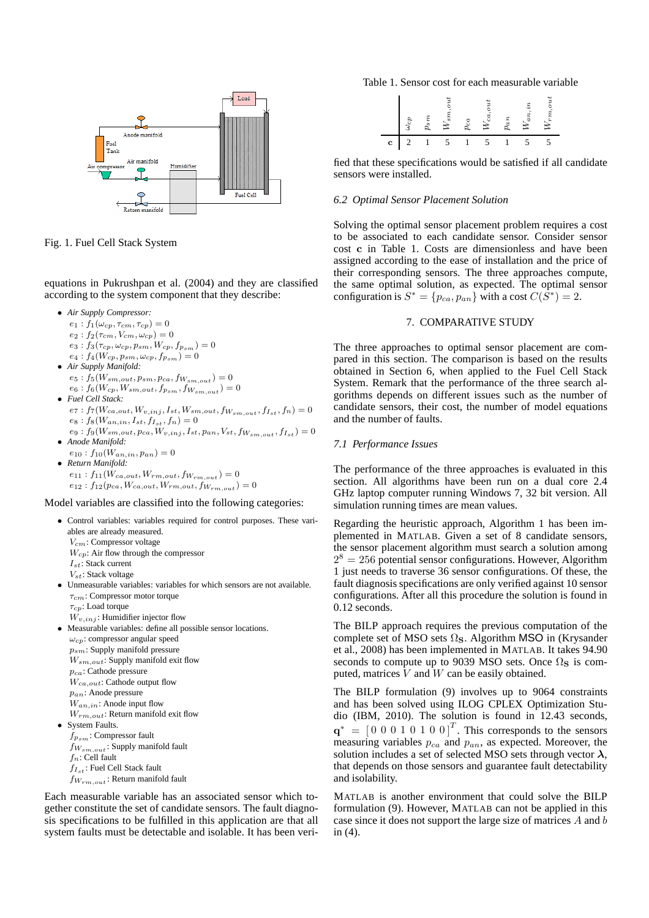Fig. 1. Fuel Cell Stack System

equations in Pukrushpan et al. (2004) and they are classified according to the system component that they describe:

- *Air Supply Compressor:*
  $e_1 : f_1(\omega_{cp}, \tau_{cm}, \tau_{cp}) = 0$
  $e_2 : f_2(\tau_{cm}, V_{cm}, \omega_{cp}) = 0$
  $e_3 : f_3(\tau_{cp}, \omega_{cp}, p_{sm}, W_{cp}, f_{p_{sm}}) = 0$
  $e_4 : f_4(W_{cp}, p_{sm}, \omega_{cp}, f_{p_{sm}}) = 0$
- *Air Supply Manifold:*
  $e_5 : f_5(W_{sm,out}, p_{sm}, p_{ca}, f_{W_{sm,out}}) = 0$
  $e_6 : f_6(W_{cp}, W_{sm,out}, f_{p_{sm}}, f_{W_{sm,out}}) = 0$
- *Fuel Cell Stack:*
  $e_7 : f_7(W_{ca,out}, W_{v,inj}, I_{st}, W_{sm,out}, f_{W_{sm,out}}, f_{I_{st}}, f_n) = 0$
  $e_8 : f_8(W_{an,in}, I_{st}, f_{I_{st}}, f_n) = 0$
  $e_9 : f_9(W_{sm,out}, p_{ca}, W_{v,inj}, I_{st}, p_{an}, V_{st}, f_{W_{sm,out}}, f_{I_{st}}) = 0$
- *Anode Manifold:*
  $e_{10} : f_{10}(W_{an,in}, p_{an}) = 0$
- *Return Manifold:*
  $e_{11} : f_{11}(W_{ca,out}, W_{rm,out}, f_{W_{rm,out}}) = 0$
  $e_{12} : f_{12}(p_{ca}, W_{ca,out}, W_{rm,out}, f_{W_{rm,out}}) = 0$

Model variables are classified into the following categories:

- Control variables: variables required for control purposes. These variables are already measured.
  $V_{cm}$: Compressor voltage
  $W_{cp}$: Air flow through the compressor
  $I_{st}$: Stack current
  $V_{st}$: Stack voltage
- Unmeasurable variables: variables for which sensors are not available.
  $\tau_{cm}$: Compressor motor torque
  $\tau_{cp}$: Load torque
  $W_{v,inj}$: Humidifier injector flow
- Measurable variables: define all possible sensor locations.
  $\omega_{cp}$: compressor angular speed
  $p_{sm}$: Supply manifold pressure
  $W_{sm,out}$: Supply manifold exit flow
  $p_{ca}$: Cathode pressure
  $W_{ca,out}$: Cathode output flow
  $p_{an}$: Anode pressure
  $W_{an,in}$: Anode input flow
  $W_{rm,out}$: Return manifold exit flow
- System Faults.
  $f_{p_{sm}}$: Compressor fault
  $f_{W_{sm,out}}$: Supply manifold fault
  $f_n$: Cell fault
  $f_{I_{st}}$: Fuel Cell Stack fault
  $f_{W_{rm,out}}$: Return manifold fault

Each measurable variable has an associated sensor which together constitute the set of candidate sensors. The fault diagnosis specifications to be fulfilled in this application are that all system faults must be detectable and isolable. It has been verified that these specifications would be satisfied if all candidate sensors were installed.

Table 1. Sensor cost for each measurable variable

| | $\omega_{cp}$ | $p_{sm}$ | $W_{sm,out}$ | $p_{ca}$ | $W_{ca,out}$ | $p_{an}$ | $W_{an,in}$ | $W_{rm,out}$ |
|---|---|---|---|---|---|---|---|---|
| **c** | 2 | 1 | 5 | 1 | 5 | 1 | 5 | 5 |

### *6.2 Optimal Sensor Placement Solution*

Solving the optimal sensor placement problem requires a cost to be associated to each candidate sensor. Consider sensor cost **c** in Table 1. Costs are dimensionless and have been assigned according to the ease of installation and the price of their corresponding sensors. The three approaches compute, the same optimal solution, as expected. The optimal sensor configuration is $S^* = \{p_{ca}, p_{an}\}$ with a cost $C(S^*) = 2$.

## 7. COMPARATIVE STUDY

The three approaches to optimal sensor placement are compared in this section. The comparison is based on the results obtained in Section 6, when applied to the Fuel Cell Stack System. Remark that the performance of the three search algorithms depends on different issues such as the number of candidate sensors, their cost, the number of model equations and the number of faults.

### *7.1 Performance Issues*

The performance of the three approaches is evaluated in this section. All algorithms have been run on a dual core 2.4 GHz laptop computer running Windows 7, 32 bit version. All simulation running times are mean values.

Regarding the heuristic approach, Algorithm 1 has been implemented in MATLAB. Given a set of 8 candidate sensors, the sensor placement algorithm must search a solution among $2^8 = 256$ potential sensor configurations. However, Algorithm 1 just needs to traverse 36 sensor configurations. Of these, the fault diagnosis specifications are only verified against 10 sensor configurations. After all this procedure the solution is found in 0.12 seconds.

The BILP approach requires the previous computation of the complete set of MSO sets $\Omega_{\mathbf{S}}$. Algorithm MSO in (Krysander et al., 2008) has been implemented in MATLAB. It takes 94.90 seconds to compute up to 9039 MSO sets. Once $\Omega_{\mathbf{S}}$ is computed, matrices $V$ and $W$ can be easily obtained.

The BILP formulation (9) involves up to 9064 constraints and has been solved using ILOG CPLEX Optimization Studio (IBM, 2010). The solution is found in 12.43 seconds, $\mathbf{q}^* = [0\ 0\ 0\ 1\ 0\ 1\ 0\ 0]^T$. This corresponds to the sensors measuring variables $p_{ca}$ and $p_{an}$, as expected. Moreover, the solution includes a set of selected MSO sets through vector $\boldsymbol{\lambda}$, that depends on those sensors and guarantee fault detectability and isolability.

MATLAB is another environment that could solve the BILP formulation (9). However, MATLAB can not be applied in this case since it does not support the large size of matrices $A$ and $b$ in (4).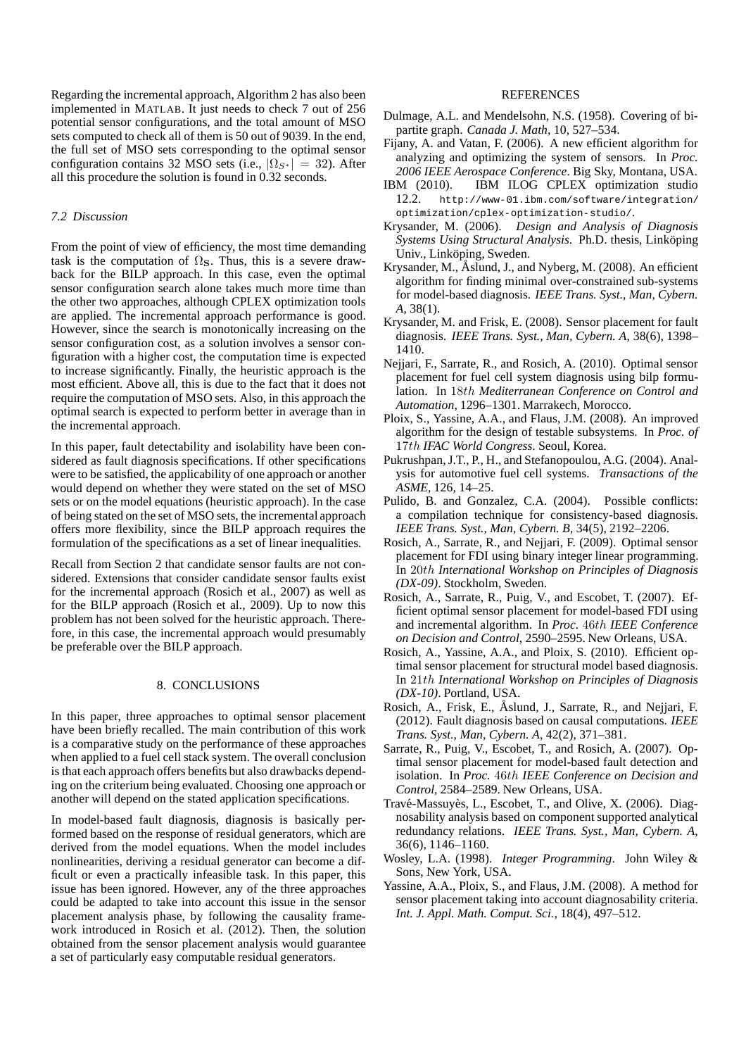Regarding the incremental approach, Algorithm 2 has also been implemented in MATLAB. It just needs to check 7 out of 256 potential sensor configurations, and the total amount of MSO sets computed to check all of them is 50 out of 9039. In the end, the full set of MSO sets corresponding to the optimal sensor configuration contains 32 MSO sets (i.e., $|\Omega_{S^*}| = 32$). After all this procedure the solution is found in 0.32 seconds.

### 7.2 Discussion

From the point of view of efficiency, the most time demanding task is the computation of $\Omega_{\mathbf{S}}$. Thus, this is a severe drawback for the BILP approach. In this case, even the optimal sensor configuration search alone takes much more time than the other two approaches, although CPLEX optimization tools are applied. The incremental approach performance is good. However, since the search is monotonically increasing on the sensor configuration cost, as a solution involves a sensor configuration with a higher cost, the computation time is expected to increase significantly. Finally, the heuristic approach is the most efficient. Above all, this is due to the fact that it does not require the computation of MSO sets. Also, in this approach the optimal search is expected to perform better in average than in the incremental approach.

In this paper, fault detectability and isolability have been considered as fault diagnosis specifications. If other specifications were to be satisfied, the applicability of one approach or another would depend on whether they were stated on the set of MSO sets or on the model equations (heuristic approach). In the case of being stated on the set of MSO sets, the incremental approach offers more flexibility, since the BILP approach requires the formulation of the specifications as a set of linear inequalities.

Recall from Section 2 that candidate sensor faults are not considered. Extensions that consider candidate sensor faults exist for the incremental approach (Rosich et al., 2007) as well as for the BILP approach (Rosich et al., 2009). Up to now this problem has not been solved for the heuristic approach. Therefore, in this case, the incremental approach would presumably be preferable over the BILP approach.

## 8. CONCLUSIONS

In this paper, three approaches to optimal sensor placement have been briefly recalled. The main contribution of this work is a comparative study on the performance of these approaches when applied to a fuel cell stack system. The overall conclusion is that each approach offers benefits but also drawbacks depending on the criterium being evaluated. Choosing one approach or another will depend on the stated application specifications.

In model-based fault diagnosis, diagnosis is basically performed based on the response of residual generators, which are derived from the model equations. When the model includes nonlinearities, deriving a residual generator can become a difficult or even a practically infeasible task. In this paper, this issue has been ignored. However, any of the three approaches could be adapted to take into account this issue in the sensor placement analysis phase, by following the causality framework introduced in Rosich et al. (2012). Then, the solution obtained from the sensor placement analysis would guarantee a set of particularly easy computable residual generators.

## REFERENCES

Dulmage, A.L. and Mendelsohn, N.S. (1958). Covering of bipartite graph. *Canada J. Math*, 10, 527–534.

Fijany, A. and Vatan, F. (2006). A new efficient algorithm for analyzing and optimizing the system of sensors. In *Proc. 2006 IEEE Aerospace Conference*. Big Sky, Montana, USA.

IBM (2010). IBM ILOG CPLEX optimization studio 12.2. http://www-01.ibm.com/software/integration/optimization/cplex-optimization-studio/.

Krysander, M. (2006). *Design and Analysis of Diagnosis Systems Using Structural Analysis*. Ph.D. thesis, Linköping Univ., Linköping, Sweden.

Krysander, M., Åslund, J., and Nyberg, M. (2008). An efficient algorithm for finding minimal over-constrained sub-systems for model-based diagnosis. *IEEE Trans. Syst., Man, Cybern. A*, 38(1).

Krysander, M. and Frisk, E. (2008). Sensor placement for fault diagnosis. *IEEE Trans. Syst., Man, Cybern. A*, 38(6), 1398–1410.

Nejjari, F., Sarrate, R., and Rosich, A. (2010). Optimal sensor placement for fuel cell system diagnosis using bilp formulation. In $18th$ *Mediterranean Conference on Control and Automation*, 1296–1301. Marrakech, Morocco.

Ploix, S., Yassine, A.A., and Flaus, J.M. (2008). An improved algorithm for the design of testable subsystems. In *Proc. of* $17th$ *IFAC World Congress*. Seoul, Korea.

Pukrushpan, J.T., P., H., and Stefanopoulou, A.G. (2004). Analysis for automotive fuel cell systems. *Transactions of the ASME*, 126, 14–25.

Pulido, B. and Gonzalez, C.A. (2004). Possible conflicts: a compilation technique for consistency-based diagnosis. *IEEE Trans. Syst., Man, Cybern. B*, 34(5), 2192–2206.

Rosich, A., Sarrate, R., and Nejjari, F. (2009). Optimal sensor placement for FDI using binary integer linear programming. In $20th$ *International Workshop on Principles of Diagnosis (DX-09)*. Stockholm, Sweden.

Rosich, A., Sarrate, R., Puig, V., and Escobet, T. (2007). Efficient optimal sensor placement for model-based FDI using and incremental algorithm. In *Proc.* $46th$ *IEEE Conference on Decision and Control*, 2590–2595. New Orleans, USA.

Rosich, A., Yassine, A.A., and Ploix, S. (2010). Efficient optimal sensor placement for structural model based diagnosis. In $21th$ *International Workshop on Principles of Diagnosis (DX-10)*. Portland, USA.

Rosich, A., Frisk, E., Åslund, J., Sarrate, R., and Nejjari, F. (2012). Fault diagnosis based on causal computations. *IEEE Trans. Syst., Man, Cybern. A*, 42(2), 371–381.

Sarrate, R., Puig, V., Escobet, T., and Rosich, A. (2007). Optimal sensor placement for model-based fault detection and isolation. In *Proc.* $46th$ *IEEE Conference on Decision and Control*, 2584–2589. New Orleans, USA.

Travé-Massuyès, L., Escobet, T., and Olive, X. (2006). Diagnosability analysis based on component supported analytical redundancy relations. *IEEE Trans. Syst., Man, Cybern. A*, 36(6), 1146–1160.

Wosley, L.A. (1998). *Integer Programming*. John Wiley & Sons, New York, USA.

Yassine, A.A., Ploix, S., and Flaus, J.M. (2008). A method for sensor placement taking into account diagnosability criteria. *Int. J. Appl. Math. Comput. Sci.*, 18(4), 497–512.